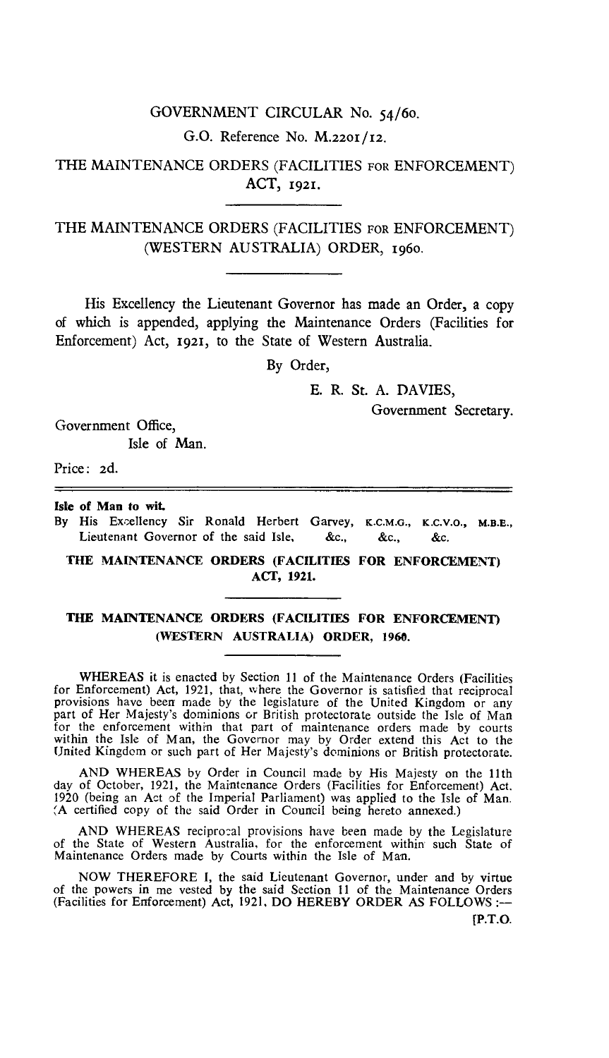GOVERNMENT CIRCULAR No. 54/60.

G.O. Reference No. M.2201/12.

# THE MAINTENANCE ORDERS (FACILITIES FOR ENFORCEMENT) ACT, 1921.

# THE MAINTENANCE ORDERS (FACILITIES FOR ENFORCEMENT) (WESTERN AUSTRALIA) ORDER, 1960.

His Excellency the Lieutenant Governor has made an Order, a copy of which is appended, applying the Maintenance Orders (Facilities for Enforcement) Act, 1921, to the State of Western Australia.

By Order,

E. R. St. A. DAVIES,
Government Secretary.

Government Office,
Isle of Man.

Price: 2d.

---

**Isle of Man to wit.**
By His Excellency Sir Ronald Herbert Garvey, K.C.M.G., K.C.V.O., M.B.E., Lieutenant Governor of the said Isle, &c., &c., &c.

## THE MAINTENANCE ORDERS (FACILITIES FOR ENFORCEMENT) ACT, 1921.

## THE MAINTENANCE ORDERS (FACILITIES FOR ENFORCEMENT) (WESTERN AUSTRALIA) ORDER, 1960.

WHEREAS it is enacted by Section 11 of the Maintenance Orders (Facilities for Enforcement) Act, 1921, that, where the Governor is satisfied that reciprocal provisions have been made by the legislature of the United Kingdom or any part of Her Majesty's dominions or British protectorate outside the Isle of Man for the enforcement within that part of maintenance orders made by courts within the Isle of Man, the Governor may by Order extend this Act to the United Kingdom or such part of Her Majesty's dominions or British protectorate.

AND WHEREAS by Order in Council made by His Majesty on the 11th day of October, 1921, the Maintenance Orders (Facilities for Enforcement) Act, 1920 (being an Act of the Imperial Parliament) was applied to the Isle of Man. (A certified copy of the said Order in Council being hereto annexed.)

AND WHEREAS reciprocal provisions have been made by the Legislature of the State of Western Australia, for the enforcement within such State of Maintenance Orders made by Courts within the Isle of Man.

NOW THEREFORE I, the said Lieutenant Governor, under and by virtue of the powers in me vested by the said Section 11 of the Maintenance Orders (Facilities for Enforcement) Act, 1921, DO HEREBY ORDER AS FOLLOWS :—

[P.T.O.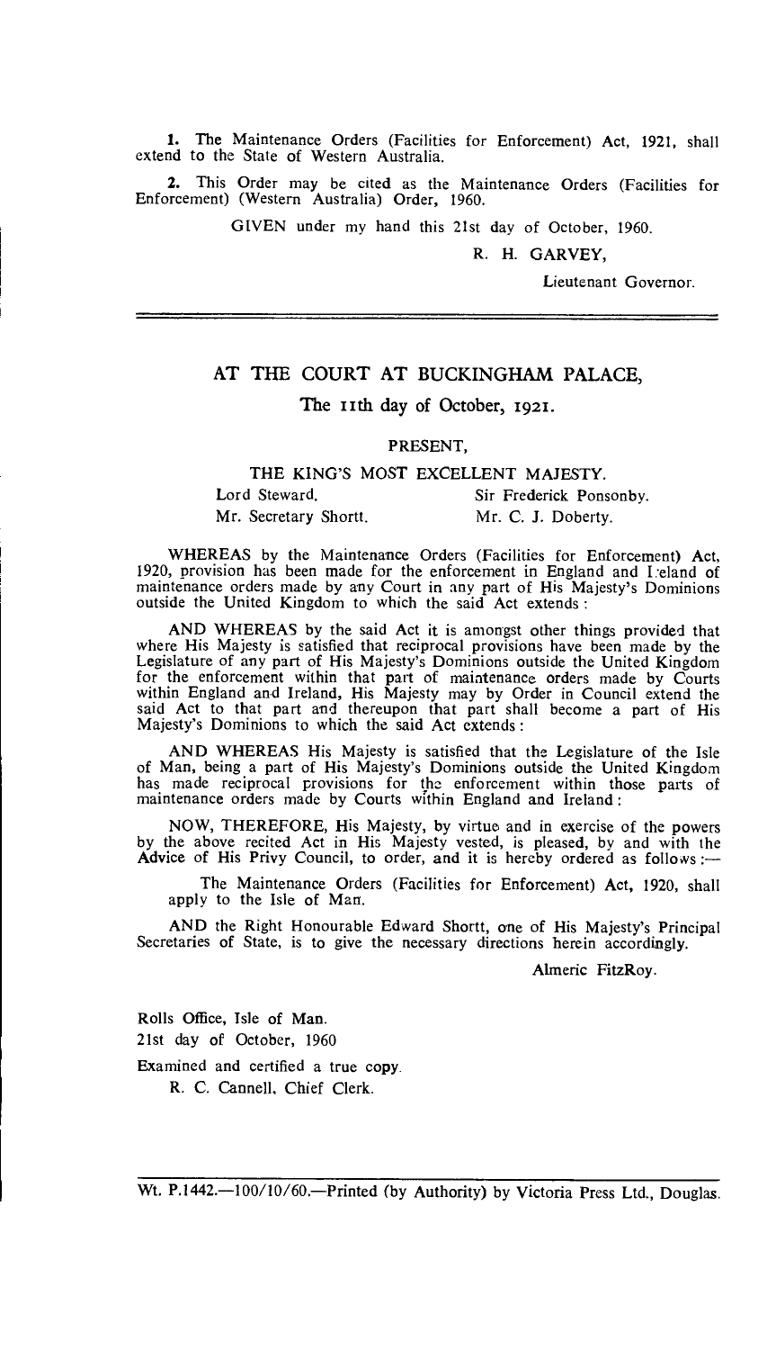**1.** The Maintenance Orders (Facilities for Enforcement) Act, 1921, shall extend to the State of Western Australia.

**2.** This Order may be cited as the Maintenance Orders (Facilities for Enforcement) (Western Australia) Order, 1960.

GIVEN under my hand this 21st day of October, 1960.

R. H. GARVEY,

Lieutenant Governor.

---

## AT THE COURT AT BUCKINGHAM PALACE,

### The 11th day of October, 1921.

PRESENT,

THE KING'S MOST EXCELLENT MAJESTY.

| | |
|---|---|
| Lord Steward. | Sir Frederick Ponsonby. |
| Mr. Secretary Shortt. | Mr. C. J. Doberty. |

WHEREAS by the Maintenance Orders (Facilities for Enforcement) Act, 1920, provision has been made for the enforcement in England and Ireland of maintenance orders made by any Court in any part of His Majesty's Dominions outside the United Kingdom to which the said Act extends:

AND WHEREAS by the said Act it is amongst other things provided that where His Majesty is satisfied that reciprocal provisions have been made by the Legislature of any part of His Majesty's Dominions outside the United Kingdom for the enforcement within that part of maintenance orders made by Courts within England and Ireland, His Majesty may by Order in Council extend the said Act to that part and thereupon that part shall become a part of His Majesty's Dominions to which the said Act extends:

AND WHEREAS His Majesty is satisfied that the Legislature of the Isle of Man, being a part of His Majesty's Dominions outside the United Kingdom has made reciprocal provisions for the enforcement within those parts of maintenance orders made by Courts within England and Ireland:

NOW, THEREFORE, His Majesty, by virtue and in exercise of the powers by the above recited Act in His Majesty vested, is pleased, by and with the Advice of His Privy Council, to order, and it is hereby ordered as follows:—

The Maintenance Orders (Facilities for Enforcement) Act, 1920, shall apply to the Isle of Man.

AND the Right Honourable Edward Shortt, one of His Majesty's Principal Secretaries of State, is to give the necessary directions herein accordingly.

Almeric FitzRoy.

Rolls Office, Isle of Man.
21st day of October, 1960

Examined and certified a true copy.
R. C. Cannell, Chief Clerk.

---

Wt. P.1442.—100/10/60.—Printed (by Authority) by Victoria Press Ltd., Douglas.